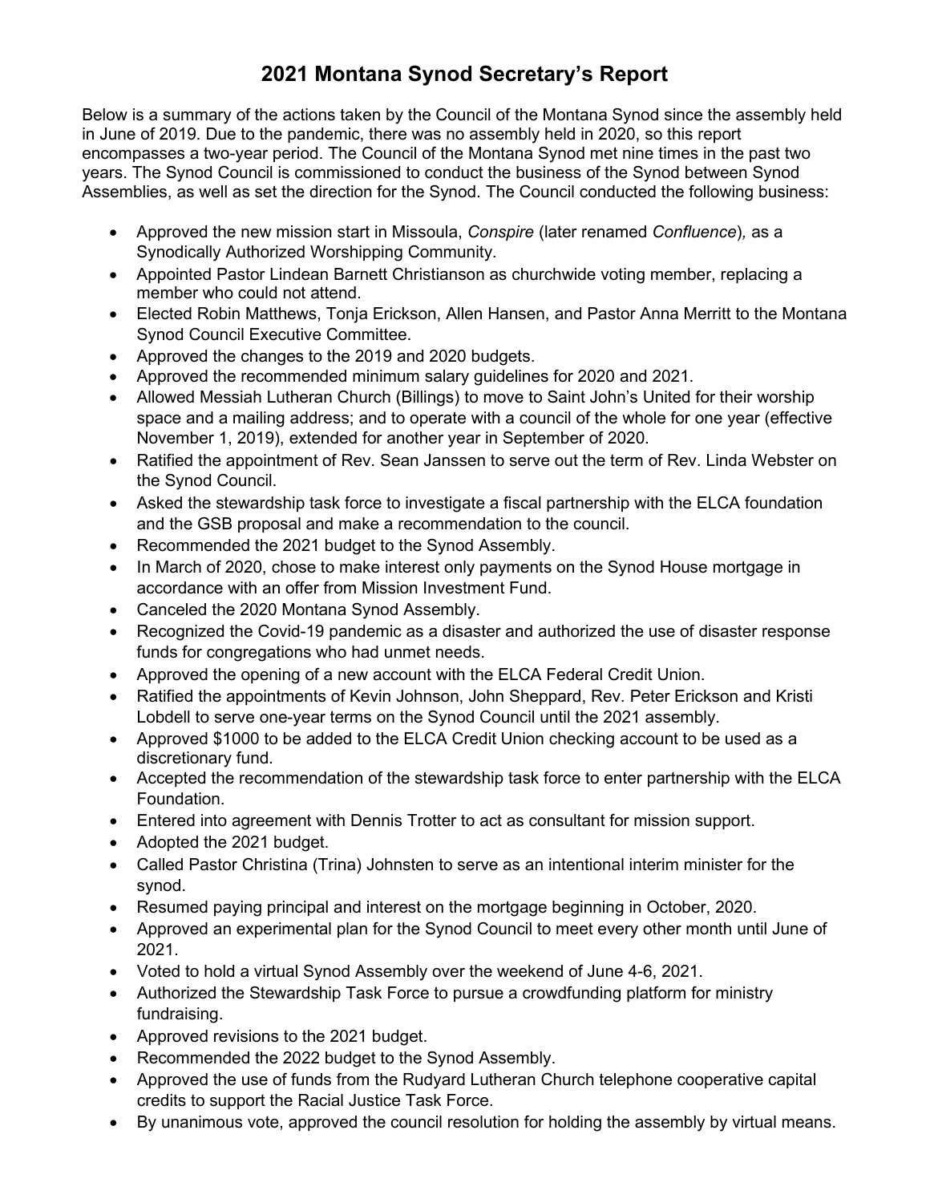# 2021 Montana Synod Secretary's Report

Below is a summary of the actions taken by the Council of the Montana Synod since the assembly held in June of 2019. Due to the pandemic, there was no assembly held in 2020, so this report encompasses a two-year period. The Council of the Montana Synod met nine times in the past two years. The Synod Council is commissioned to conduct the business of the Synod between Synod Assemblies, as well as set the direction for the Synod. The Council conducted the following business:

- Approved the new mission start in Missoula, *Conspire* (later renamed *Confluence*), as a Synodically Authorized Worshipping Community.
- Appointed Pastor Lindean Barnett Christianson as churchwide voting member, replacing a member who could not attend.
- Elected Robin Matthews, Tonja Erickson, Allen Hansen, and Pastor Anna Merritt to the Montana Synod Council Executive Committee.
- Approved the changes to the 2019 and 2020 budgets.
- Approved the recommended minimum salary guidelines for 2020 and 2021.
- Allowed Messiah Lutheran Church (Billings) to move to Saint John's United for their worship space and a mailing address; and to operate with a council of the whole for one year (effective November 1, 2019), extended for another year in September of 2020.
- Ratified the appointment of Rev. Sean Janssen to serve out the term of Rev. Linda Webster on the Synod Council.
- Asked the stewardship task force to investigate a fiscal partnership with the ELCA foundation and the GSB proposal and make a recommendation to the council.
- Recommended the 2021 budget to the Synod Assembly.
- In March of 2020, chose to make interest only payments on the Synod House mortgage in accordance with an offer from Mission Investment Fund.
- Canceled the 2020 Montana Synod Assembly.
- Recognized the Covid-19 pandemic as a disaster and authorized the use of disaster response funds for congregations who had unmet needs.
- Approved the opening of a new account with the ELCA Federal Credit Union.
- Ratified the appointments of Kevin Johnson, John Sheppard, Rev. Peter Erickson and Kristi Lobdell to serve one-year terms on the Synod Council until the 2021 assembly.
- Approved $1000 to be added to the ELCA Credit Union checking account to be used as a discretionary fund.
- Accepted the recommendation of the stewardship task force to enter partnership with the ELCA Foundation.
- Entered into agreement with Dennis Trotter to act as consultant for mission support.
- Adopted the 2021 budget.
- Called Pastor Christina (Trina) Johnsten to serve as an intentional interim minister for the synod.
- Resumed paying principal and interest on the mortgage beginning in October, 2020.
- Approved an experimental plan for the Synod Council to meet every other month until June of 2021.
- Voted to hold a virtual Synod Assembly over the weekend of June 4-6, 2021.
- Authorized the Stewardship Task Force to pursue a crowdfunding platform for ministry fundraising.
- Approved revisions to the 2021 budget.
- Recommended the 2022 budget to the Synod Assembly.
- Approved the use of funds from the Rudyard Lutheran Church telephone cooperative capital credits to support the Racial Justice Task Force.
- By unanimous vote, approved the council resolution for holding the assembly by virtual means.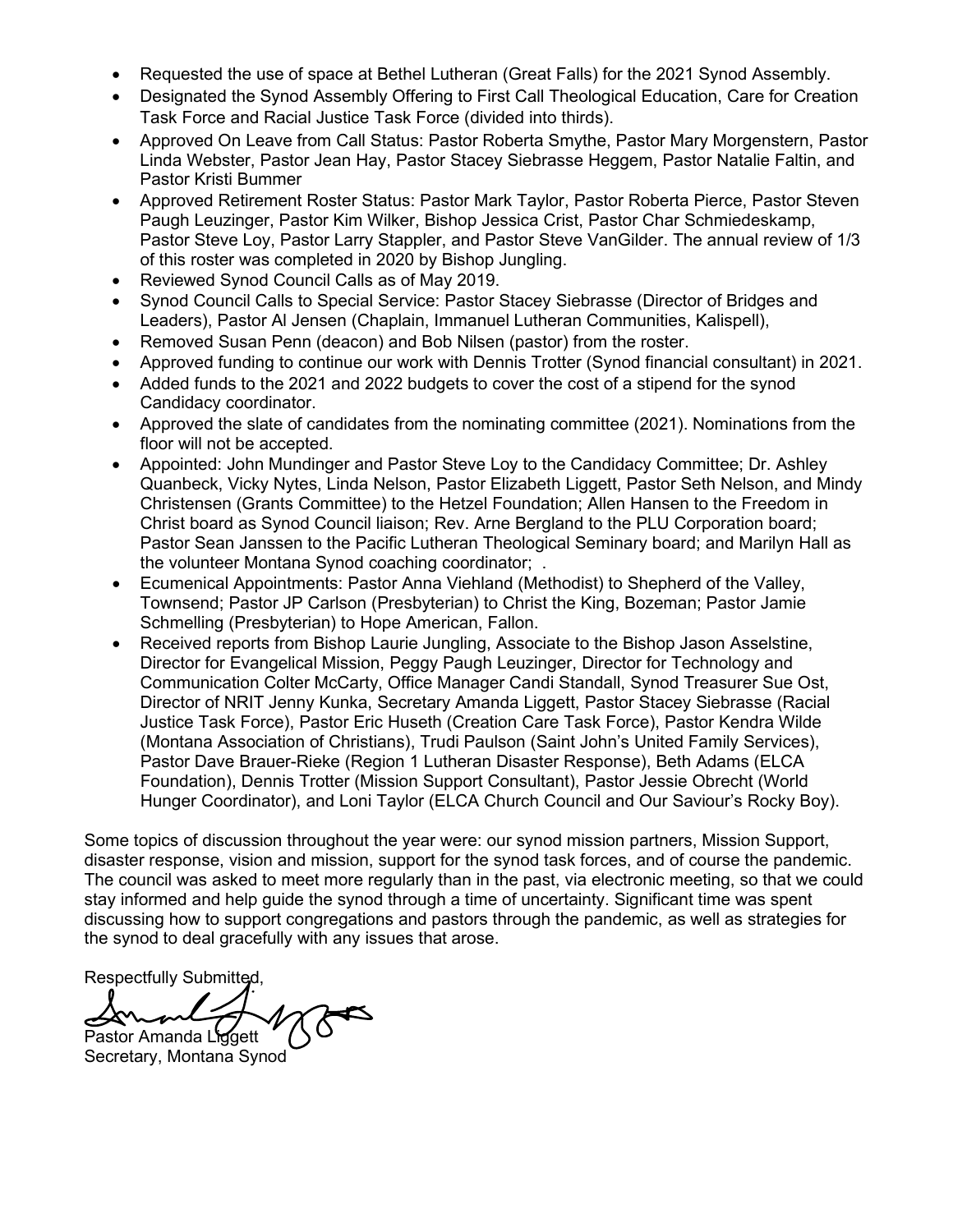- Requested the use of space at Bethel Lutheran (Great Falls) for the 2021 Synod Assembly.
- Designated the Synod Assembly Offering to First Call Theological Education, Care for Creation Task Force and Racial Justice Task Force (divided into thirds).
- Approved On Leave from Call Status: Pastor Roberta Smythe, Pastor Mary Morgenstern, Pastor Linda Webster, Pastor Jean Hay, Pastor Stacey Siebrasse Heggem, Pastor Natalie Faltin, and Pastor Kristi Bummer
- Approved Retirement Roster Status: Pastor Mark Taylor, Pastor Roberta Pierce, Pastor Steven Paugh Leuzinger, Pastor Kim Wilker, Bishop Jessica Crist, Pastor Char Schmiedeskamp, Pastor Steve Loy, Pastor Larry Stappler, and Pastor Steve VanGilder. The annual review of 1/3 of this roster was completed in 2020 by Bishop Jungling.
- Reviewed Synod Council Calls as of May 2019.
- Synod Council Calls to Special Service: Pastor Stacey Siebrasse (Director of Bridges and Leaders), Pastor Al Jensen (Chaplain, Immanuel Lutheran Communities, Kalispell),
- Removed Susan Penn (deacon) and Bob Nilsen (pastor) from the roster.
- Approved funding to continue our work with Dennis Trotter (Synod financial consultant) in 2021.
- Added funds to the 2021 and 2022 budgets to cover the cost of a stipend for the synod Candidacy coordinator.
- Approved the slate of candidates from the nominating committee (2021). Nominations from the floor will not be accepted.
- Appointed: John Mundinger and Pastor Steve Loy to the Candidacy Committee; Dr. Ashley Quanbeck, Vicky Nytes, Linda Nelson, Pastor Elizabeth Liggett, Pastor Seth Nelson, and Mindy Christensen (Grants Committee) to the Hetzel Foundation; Allen Hansen to the Freedom in Christ board as Synod Council liaison; Rev. Arne Bergland to the PLU Corporation board; Pastor Sean Janssen to the Pacific Lutheran Theological Seminary board; and Marilyn Hall as the volunteer Montana Synod coaching coordinator; .
- Ecumenical Appointments: Pastor Anna Viehland (Methodist) to Shepherd of the Valley, Townsend; Pastor JP Carlson (Presbyterian) to Christ the King, Bozeman; Pastor Jamie Schmelling (Presbyterian) to Hope American, Fallon.
- Received reports from Bishop Laurie Jungling, Associate to the Bishop Jason Asselstine, Director for Evangelical Mission, Peggy Paugh Leuzinger, Director for Technology and Communication Colter McCarty, Office Manager Candi Standall, Synod Treasurer Sue Ost, Director of NRIT Jenny Kunka, Secretary Amanda Liggett, Pastor Stacey Siebrasse (Racial Justice Task Force), Pastor Eric Huseth (Creation Care Task Force), Pastor Kendra Wilde (Montana Association of Christians), Trudi Paulson (Saint John's United Family Services), Pastor Dave Brauer-Rieke (Region 1 Lutheran Disaster Response), Beth Adams (ELCA Foundation), Dennis Trotter (Mission Support Consultant), Pastor Jessie Obrecht (World Hunger Coordinator), and Loni Taylor (ELCA Church Council and Our Saviour's Rocky Boy).

Some topics of discussion throughout the year were: our synod mission partners, Mission Support, disaster response, vision and mission, support for the synod task forces, and of course the pandemic. The council was asked to meet more regularly than in the past, via electronic meeting, so that we could stay informed and help guide the synod through a time of uncertainty. Significant time was spent discussing how to support congregations and pastors through the pandemic, as well as strategies for the synod to deal gracefully with any issues that arose.

Respectfully Submitted,

Pastor Amanda Liggett
Secretary, Montana Synod